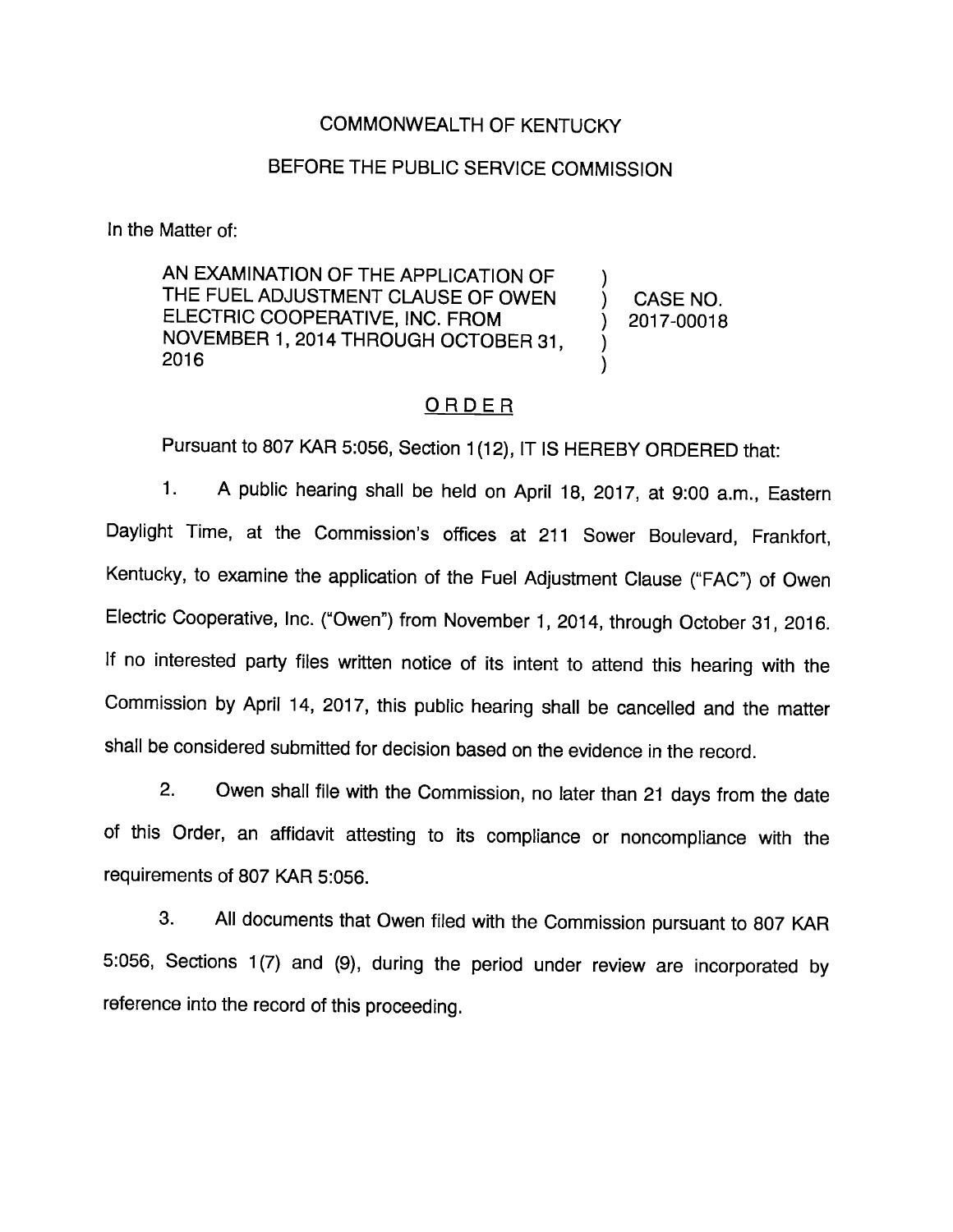COMMONWEALTH OF KENTUCKY

BEFORE THE PUBLIC SERVICE COMMISSION

In the Matter of:

AN EXAMINATION OF THE APPLICATION OF THE FUEL ADJUSTMENT CLAUSE OF OWEN ELECTRIC COOPERATIVE, INC. FROM NOVEMBER 1, 2014 THROUGH OCTOBER 31, 2016 ) CASE NO. 2017-00018

## ORDER

Pursuant to 807 KAR 5:056, Section 1(12), IT IS HEREBY ORDERED that:

1. A public hearing shall be held on April 18, 2017, at 9:00 a.m., Eastern Daylight Time, at the Commission's offices at 211 Sower Boulevard, Frankfort, Kentucky, to examine the application of the Fuel Adjustment Clause ("FAC") of Owen Electric Cooperative, Inc. ("Owen") from November 1, 2014, through October 31, 2016. If no interested party files written notice of its intent to attend this hearing with the Commission by April 14, 2017, this public hearing shall be cancelled and the matter shall be considered submitted for decision based on the evidence in the record.

2. Owen shall file with the Commission, no later than 21 days from the date of this Order, an affidavit attesting to its compliance or noncompliance with the requirements of 807 KAR 5:056.

3. All documents that Owen filed with the Commission pursuant to 807 KAR 5:056, Sections 1(7) and (9), during the period under review are incorporated by reference into the record of this proceeding.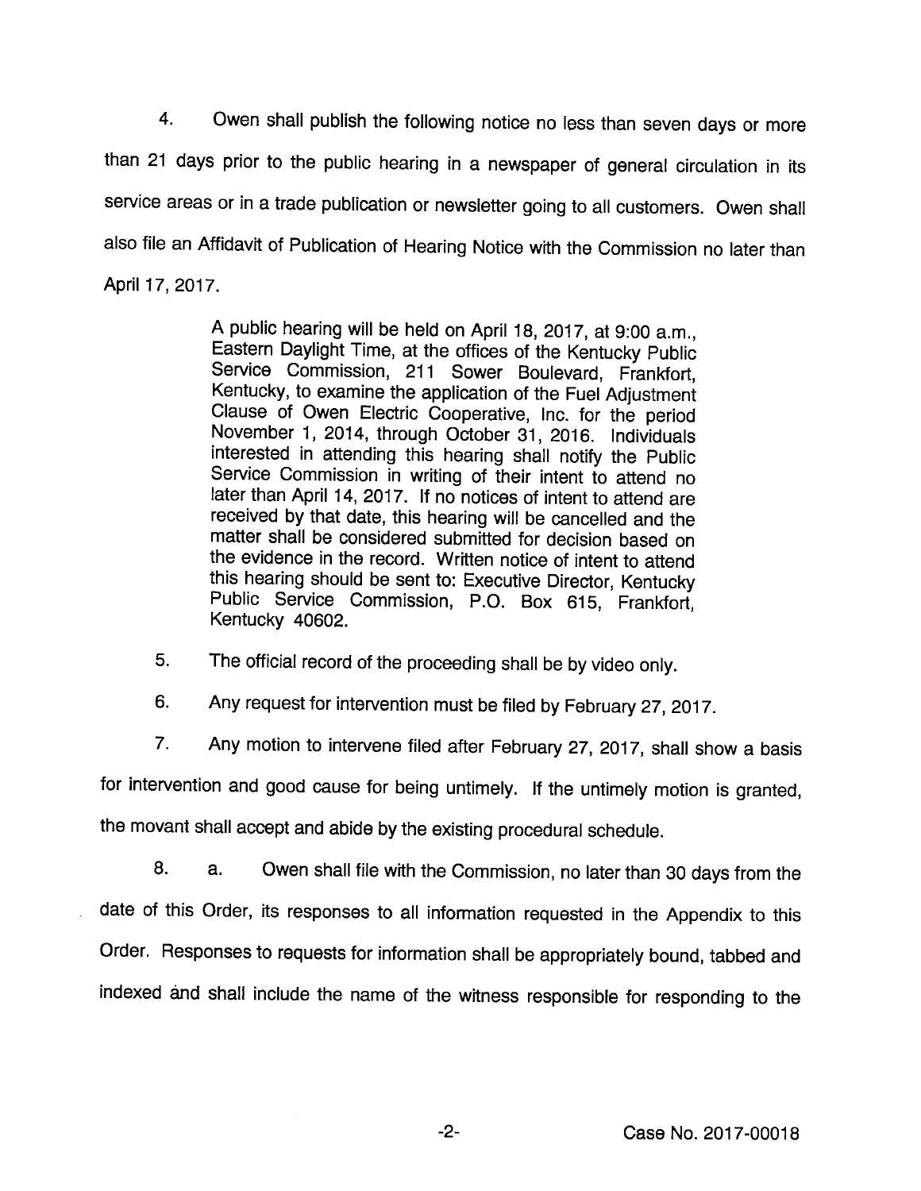4. Owen shall publish the following notice no less than seven days or more than 21 days prior to the public hearing in a newspaper of general circulation in its service areas or in a trade publication or newsletter going to all customers. Owen shall also file an Affidavit of Publication of Hearing Notice with the Commission no later than April 17, 2017.

> A public hearing will be held on April 18, 2017, at 9:00 a.m., Eastern Daylight Time, at the offices of the Kentucky Public Service Commission, 211 Sower Boulevard, Frankfort, Kentucky, to examine the application of the Fuel Adjustment Clause of Owen Electric Cooperative, Inc. for the period November 1, 2014, through October 31, 2016. Individuals interested in attending this hearing shall notify the Public Service Commission in writing of their intent to attend no later than April 14, 2017. If no notices of intent to attend are received by that date, this hearing will be cancelled and the matter shall be considered submitted for decision based on the evidence in the record. Written notice of intent to attend this hearing should be sent to: Executive Director, Kentucky Public Service Commission, P.O. Box 615, Frankfort, Kentucky 40602.

5. The official record of the proceeding shall be by video only.

6. Any request for intervention must be filed by February 27, 2017.

7. Any motion to intervene filed after February 27, 2017, shall show a basis for intervention and good cause for being untimely. If the untimely motion is granted, the movant shall accept and abide by the existing procedural schedule.

8. a. Owen shall file with the Commission, no later than 30 days from the date of this Order, its responses to all information requested in the Appendix to this Order. Responses to requests for information shall be appropriately bound, tabbed and indexed and shall include the name of the witness responsible for responding to the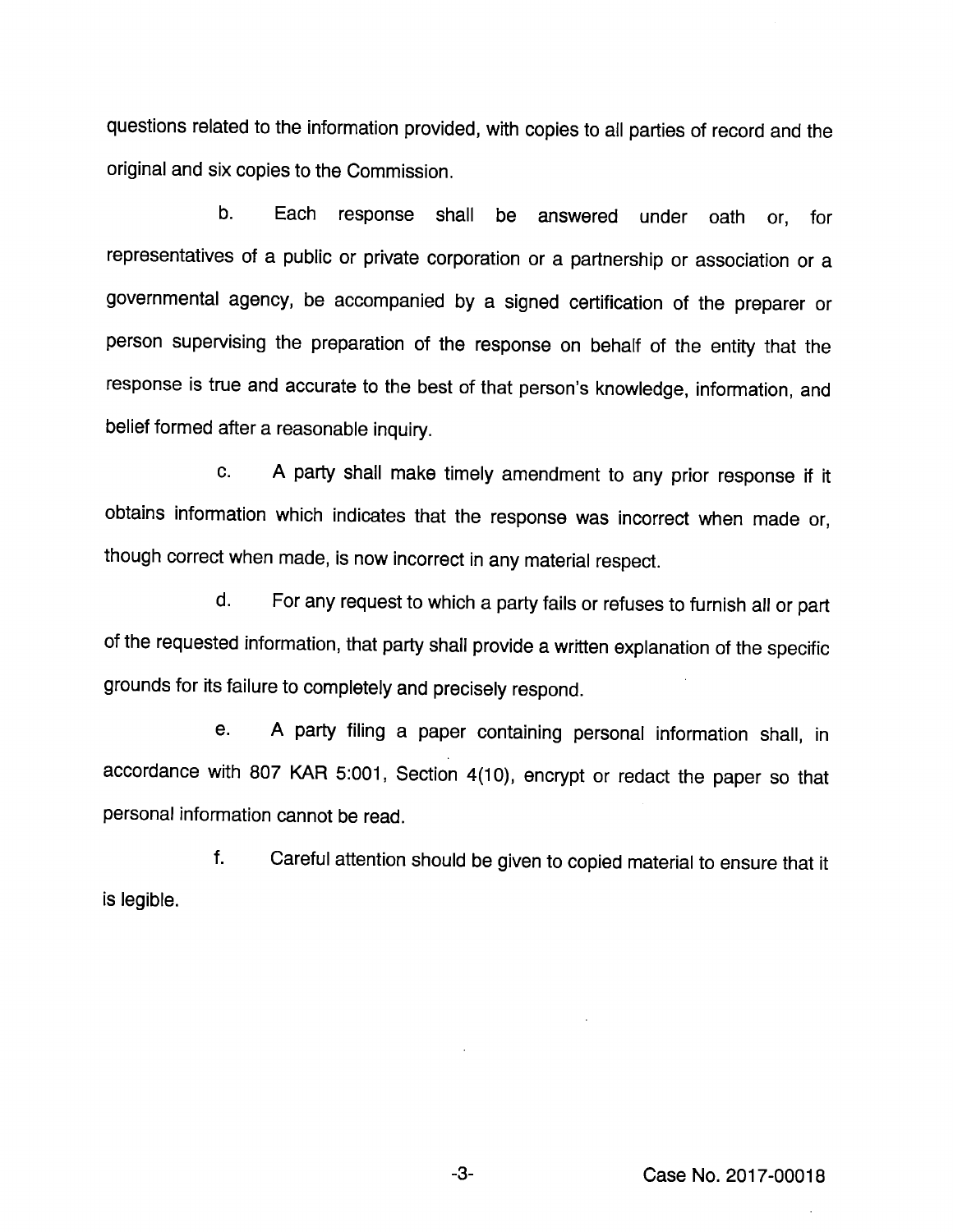questions related to the information provided, with copies to all parties of record and the original and six copies to the Commission.

b. Each response shall be answered under oath or, for representatives of a public or private corporation or a partnership or association or a governmental agency, be accompanied by a signed certification of the preparer or person supervising the preparation of the response on behalf of the entity that the response is true and accurate to the best of that person's knowledge, information, and belief formed after a reasonable inquiry.

c. A party shall make timely amendment to any prior response if it obtains information which indicates that the response was incorrect when made or, though correct when made, is now incorrect in any material respect.

d. For any request to which a party fails or refuses to furnish all or part of the requested information, that party shall provide a written explanation of the specific grounds for its failure to completely and precisely respond.

e. A party filing a paper containing personal information shall, in accordance with 807 KAR 5:001, Section 4(10), encrypt or redact the paper so that personal information cannot be read.

f. Careful attention should be given to copied material to ensure that it is legible.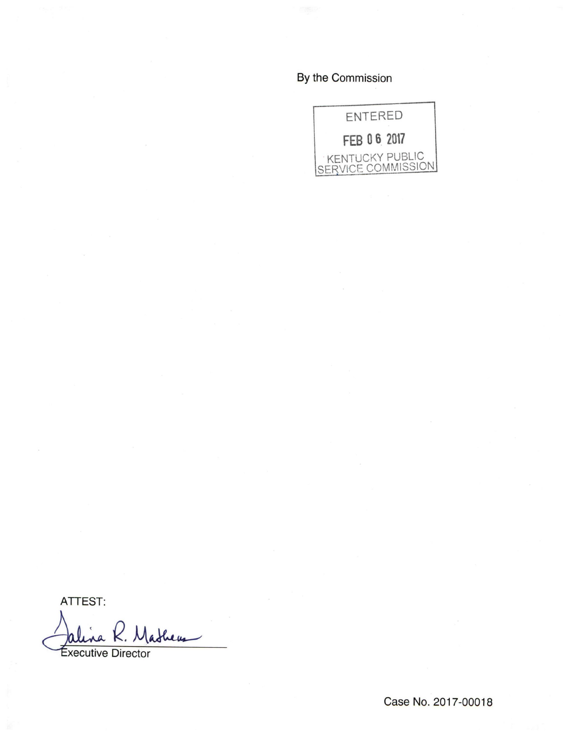By the Commission

ENTERED

FEB 06 2017

KENTUCKY PUBLIC SERVICE COMMISSION

ATTEST:

Talina R. Mathews

Executive Director

Case No. 2017-00018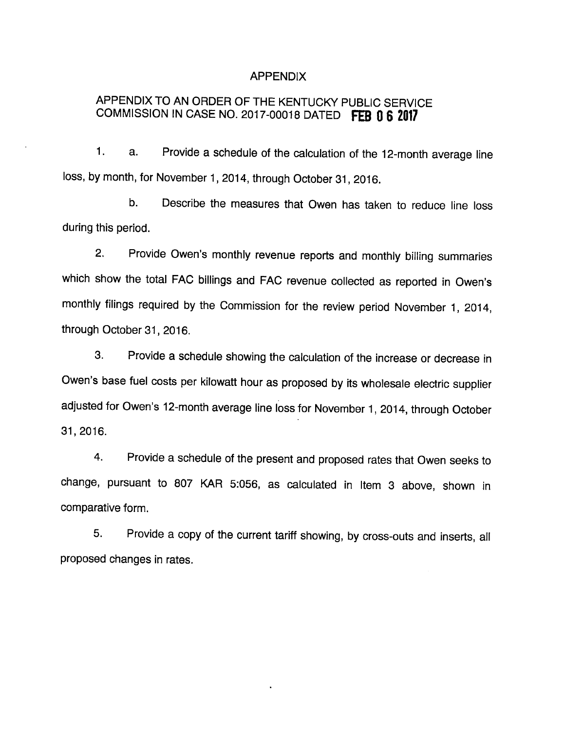# APPENDIX

## APPENDIX TO AN ORDER OF THE KENTUCKY PUBLIC SERVICE COMMISSION IN CASE NO. 2017-00018 DATED FEB 06 2017

1. a. Provide a schedule of the calculation of the 12-month average line loss, by month, for November 1, 2014, through October 31, 2016.

   b. Describe the measures that Owen has taken to reduce line loss during this period.

2. Provide Owen's monthly revenue reports and monthly billing summaries which show the total FAC billings and FAC revenue collected as reported in Owen's monthly filings required by the Commission for the review period November 1, 2014, through October 31, 2016.

3. Provide a schedule showing the calculation of the increase or decrease in Owen's base fuel costs per kilowatt hour as proposed by its wholesale electric supplier adjusted for Owen's 12-month average line loss for November 1, 2014, through October 31, 2016.

4. Provide a schedule of the present and proposed rates that Owen seeks to change, pursuant to 807 KAR 5:056, as calculated in Item 3 above, shown in comparative form.

5. Provide a copy of the current tariff showing, by cross-outs and inserts, all proposed changes in rates.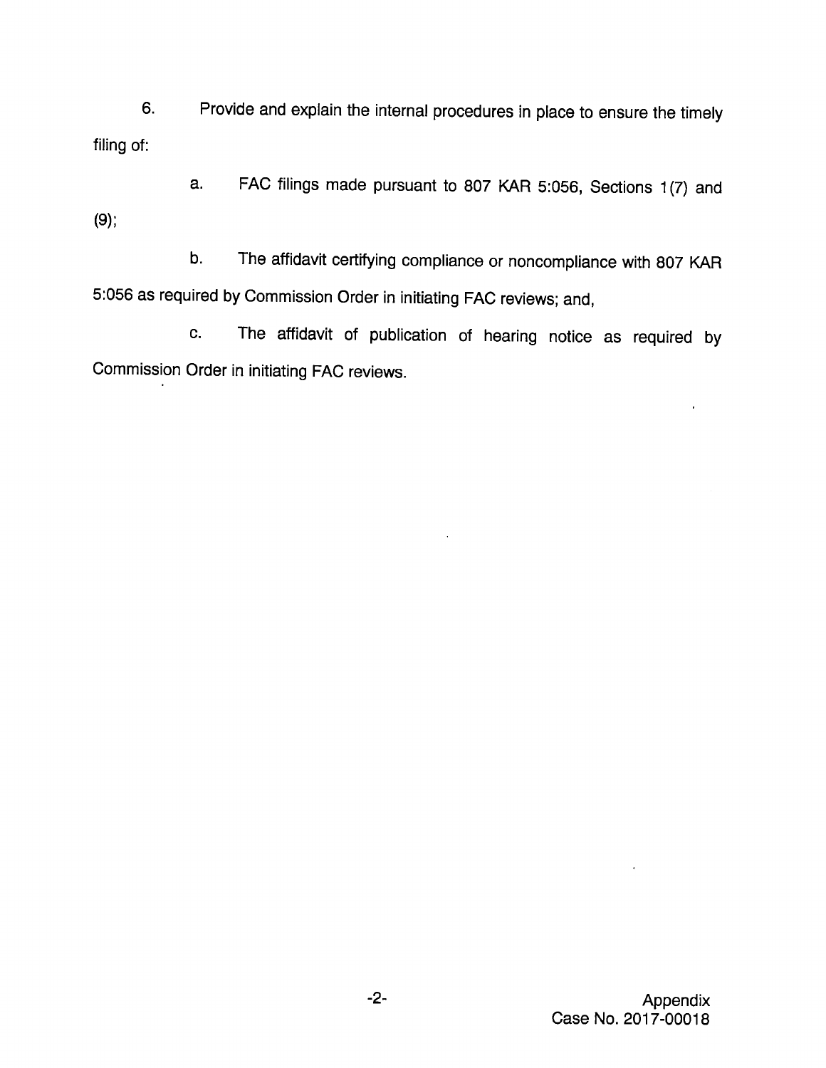6. Provide and explain the internal procedures in place to ensure the timely filing of:

a. FAC filings made pursuant to 807 KAR 5:056, Sections 1(7) and (9);

b. The affidavit certifying compliance or noncompliance with 807 KAR 5:056 as required by Commission Order in initiating FAC reviews; and,

c. The affidavit of publication of hearing notice as required by Commission Order in initiating FAC reviews.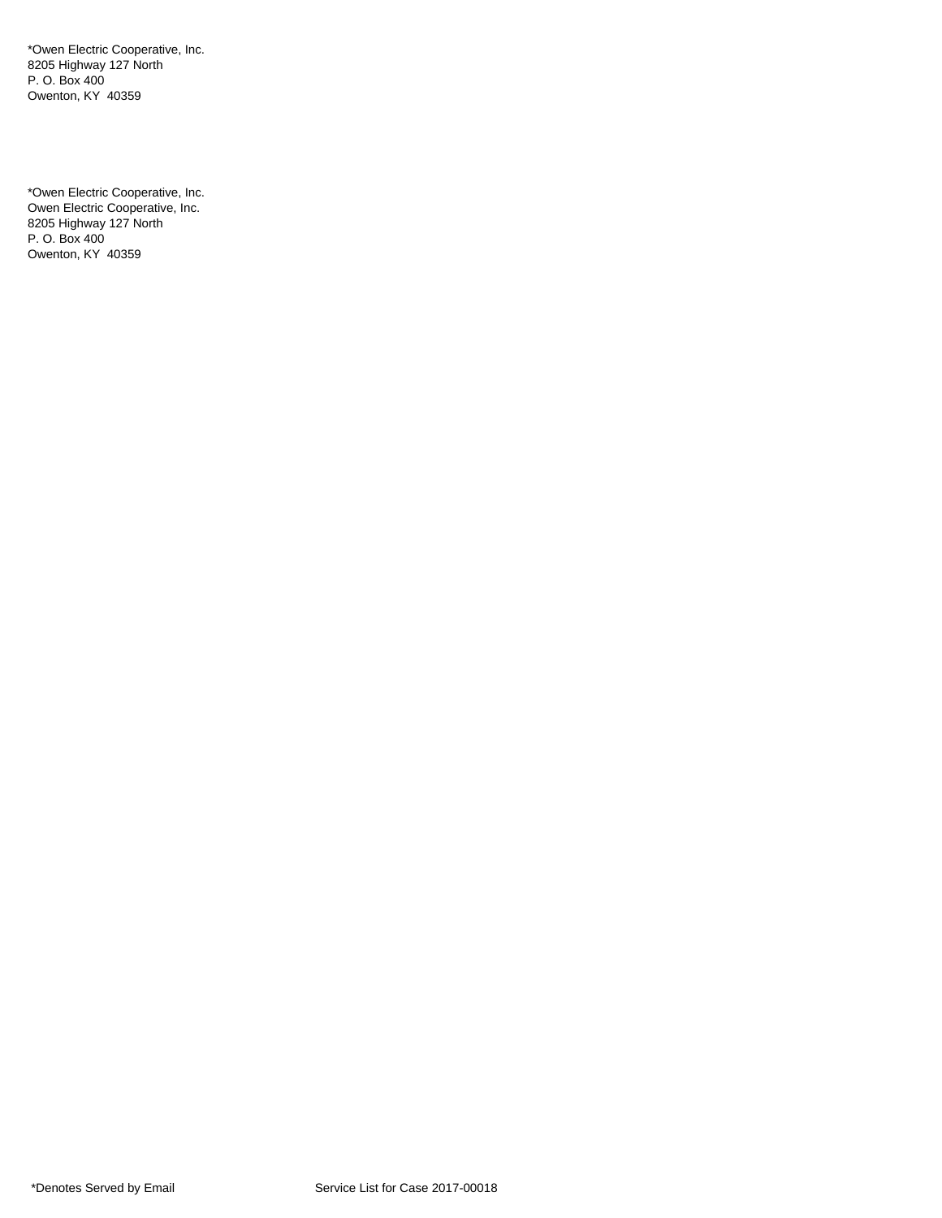*Owen Electric Cooperative, Inc.
8205 Highway 127 North
P. O. Box 400
Owenton, KY  40359

*Owen Electric Cooperative, Inc.
Owen Electric Cooperative, Inc.
8205 Highway 127 North
P. O. Box 400
Owenton, KY  40359

*Denotes Served by Email

Service List for Case 2017-00018